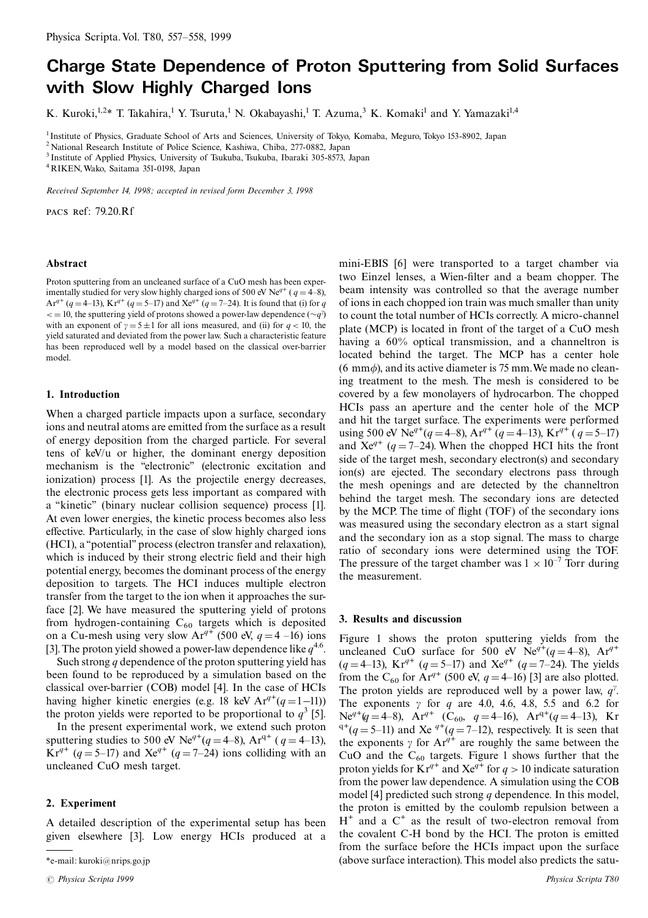# Charge State Dependence of Proton Sputtering from Solid Surfaces with Slow Highly Charged Ions

K. Kuroki,[1,2]* T. Takahira,[1] Y. Tsuruta,[1] N. Okabayashi,[1] T. Azuma,[3] K. Komaki[1] and Y. Yamazaki[1,4]

[1] Institute of Physics, Graduate School of Arts and Sciences, University of Tokyo, Komaba, Meguro, Tokyo 153-8902, Japan
[2] National Research Institute of Police Science, Kashiwa, Chiba, 277-0882, Japan
[3] Institute of Applied Physics, University of Tsukuba, Tsukuba, Ibaraki 305-8573, Japan
[4] RIKEN, Wako, Saitama 351-0198, Japan

*Received September 14, 1998; accepted in revised form December 3, 1998*

PACS Ref: 79.20.Rf

### Abstract

Proton sputtering from an uncleaned surface of a CuO mesh has been experimentally studied for very slow highly charged ions of 500 eV $Ne^{q+}$ ($q = 4$–8), $Ar^{q+}$ ($q = 4$–13), $Kr^{q+}$ ($q = 5$–17) and $Xe^{q+}$ ($q = 7$–24). It is found that (i) for $q <= 10$, the sputtering yield of protons showed a power-law dependence ($\sim q^{\gamma}$) with an exponent of $\gamma = 5 \pm 1$ for all ions measured, and (ii) for $q < 10$, the yield saturated and deviated from the power law. Such a characteristic feature has been reproduced well by a model based on the classical over-barrier model.

### 1. Introduction

When a charged particle impacts upon a surface, secondary ions and neutral atoms are emitted from the surface as a result of energy deposition from the charged particle. For several tens of keV/u or higher, the dominant energy deposition mechanism is the "electronic" (electronic excitation and ionization) process [1]. As the projectile energy decreases, the electronic process gets less important as compared with a "kinetic" (binary nuclear collision sequence) process [1]. At even lower energies, the kinetic process becomes also less effective. Particularly, in the case of slow highly charged ions (HCI), a "potential" process (electron transfer and relaxation), which is induced by their strong electric field and their high potential energy, becomes the dominant process of the energy deposition to targets. The HCI induces multiple electron transfer from the target to the ion when it approaches the surface [2]. We have measured the sputtering yield of protons from hydrogen-containing $C_{60}$ targets which is deposited on a Cu-mesh using very slow $Ar^{q+}$ (500 eV, $q = 4$–16) ions [3]. The proton yield showed a power-law dependence like $q^{4.6}$.

Such strong $q$ dependence of the proton sputtering yield has been found to be reproduced by a simulation based on the classical over-barrier (COB) model [4]. In the case of HCIs having higher kinetic energies (e.g. 18 keV $Ar^{q+}$($q = 1$–11)) the proton yields were reported to be proportional to $q^3$ [5].

In the present experimental work, we extend such proton sputtering studies to 500 eV $Ne^{q+}$($q = 4$–8), $Ar^{q+}$ ($q = 4$–13), $Kr^{q+}$ ($q = 5$–17) and $Xe^{q+}$ ($q = 7$–24) ions colliding with an uncleaned CuO mesh target.

### 2. Experiment

A detailed description of the experimental setup has been given elsewhere [3]. Low energy HCIs produced at a mini-EBIS [6] were transported to a target chamber via two Einzel lenses, a Wien-filter and a beam chopper. The beam intensity was controlled so that the average number of ions in each chopped ion train was much smaller than unity to count the total number of HCIs correctly. A micro-channel plate (MCP) is located in front of the target of a CuO mesh having a 60% optical transmission, and a channeltron is located behind the target. The MCP has a center hole (6 mm$\phi$), and its active diameter is 75 mm. We made no cleaning treatment to the mesh. The mesh is considered to be covered by a few monolayers of hydrocarbon. The chopped HCIs pass an aperture and the center hole of the MCP and hit the target surface. The experiments were performed using 500 eV $Ne^{q+}$($q = 4$–8), $Ar^{q+}$ ($q = 4$–13), $Kr^{q+}$ ($q = 5$–17) and $Xe^{q+}$ ($q = 7$–24). When the chopped HCI hits the front side of the target mesh, secondary electron(s) and secondary ion(s) are ejected. The secondary electrons pass through the mesh openings and are detected by the channeltron behind the target mesh. The secondary ions are detected by the MCP. The time of flight (TOF) of the secondary ions was measured using the secondary electron as a start signal and the secondary ion as a stop signal. The mass to charge ratio of secondary ions were determined using the TOF. The pressure of the target chamber was $1 \times 10^{-7}$ Torr during the measurement.

### 3. Results and discussion

Figure 1 shows the proton sputtering yields from the uncleaned CuO surface for 500 eV $Ne^{q+}$($q = 4$–8), $Ar^{q+}$ ($q = 4$–13), $Kr^{q+}$ ($q = 5$–17) and $Xe^{q+}$ ($q = 7$–24). The yields from the $C_{60}$ for $Ar^{q+}$ (500 eV, $q = 4$–16) [3] are also plotted. The proton yields are reproduced well by a power law, $q^{\gamma}$. The exponents $\gamma$ for $q$ are 4.0, 4.6, 4.8, 5.5 and 6.2 for $Ne^{q+}$($q = 4$–8), $Ar^{q+}$ ($C_{60}$, $q = 4$–16), $Ar^{q+}$($q = 4$–13), $Kr^{q+}$($q = 5$–11) and $Xe^{q+}$($q = 7$–12), respectively. It is seen that the exponents $\gamma$ for $Ar^{q+}$ are roughly the same between the CuO and the $C_{60}$ targets. Figure 1 shows further that the proton yields for $Kr^{q+}$ and $Xe^{q+}$ for $q > 10$ indicate saturation from the power law dependence. A simulation using the COB model [4] predicted such strong $q$ dependence. In this model, the proton is emitted by the coulomb repulsion between a $H^+$ and a $C^+$ as the result of two-electron removal from the covalent C-H bond by the HCI. The proton is emitted from the surface before the HCIs impact upon the surface (above surface interaction). This model also predicts the satu-

*e-mail: kuroki@nrips.go.jp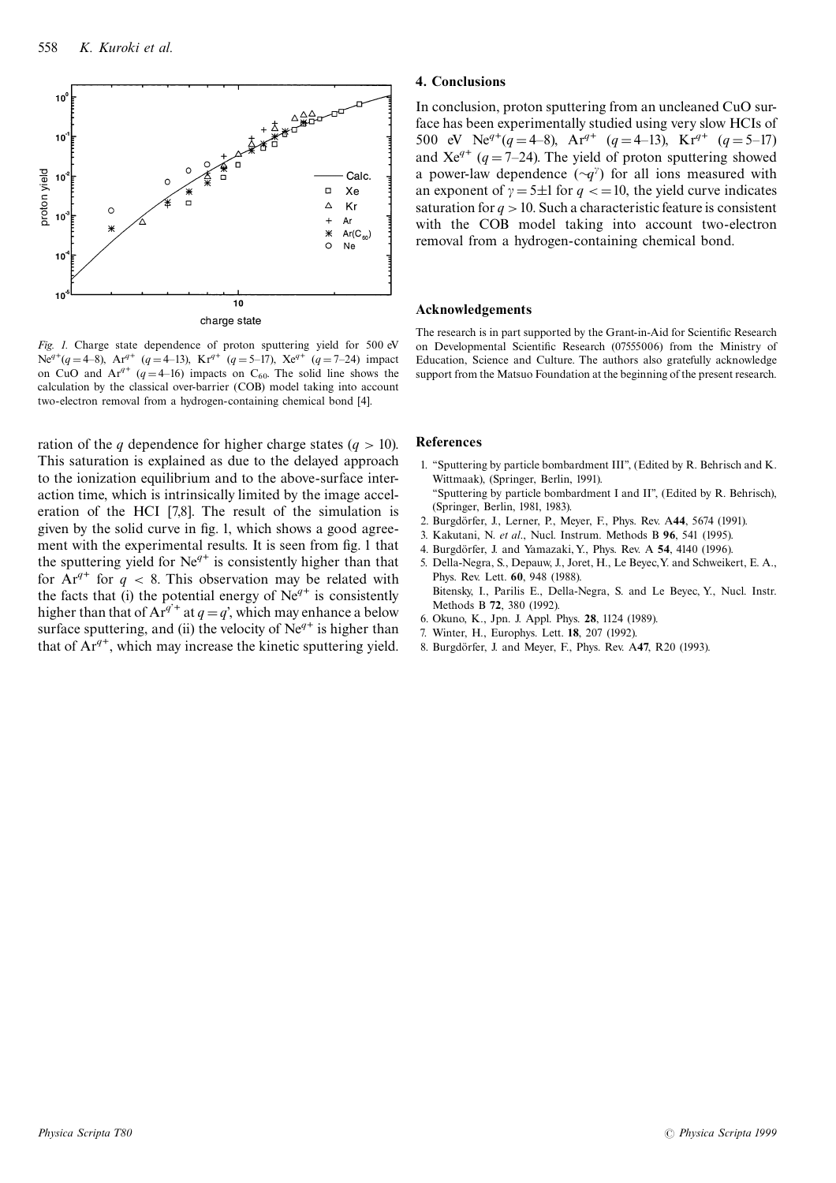$10^0$
$10^{-1}$
$10^{-2}$
$10^{-3}$
$10^{-4}$
$10^{-5}$
proton yield
10
charge state
Calc.
Xe
Kr
Ar
Ar($C_{60}$)
Ne

*Fig. 1.* Charge state dependence of proton sputtering yield for 500 eV $Ne^{q+}$($q = 4$–8), $Ar^{q+}$ ($q = 4$–13), $Kr^{q+}$ ($q = 5$–17), $Xe^{q+}$ ($q = 7$–24) impact on CuO and $Ar^{q+}$ ($q = 4$–16) impacts on $C_{60}$. The solid line shows the calculation by the classical over-barrier (COB) model taking into account two-electron removal from a hydrogen-containing chemical bond [4].

ration of the $q$ dependence for higher charge states ($q > 10$). This saturation is explained as due to the delayed approach to the ionization equilibrium and to the above-surface interaction time, which is intrinsically limited by the image acceleration of the HCI [7,8]. The result of the simulation is given by the solid curve in fig. 1, which shows a good agreement with the experimental results. It is seen from fig. 1 that the sputtering yield for $Ne^{q+}$ is consistently higher than that for $Ar^{q+}$ for $q < 8$. This observation may be related with the facts that (i) the potential energy of $Ne^{q+}$ is consistently higher than that of $Ar^{q'+}$ at $q = q'$, which may enhance a below surface sputtering, and (ii) the velocity of $Ne^{q+}$ is higher than that of $Ar^{q+}$, which may increase the kinetic sputtering yield.

## 4. Conclusions

In conclusion, proton sputtering from an uncleaned CuO surface has been experimentally studied using very slow HCIs of 500 eV $Ne^{q+}$($q = 4$–8), $Ar^{q+}$ ($q = 4$–13), $Kr^{q+}$ ($q = 5$–17) and $Xe^{q+}$ ($q = 7$–24). The yield of proton sputtering showed a power-law dependence ($\sim q^{\gamma}$) for all ions measured with an exponent of $\gamma = 5 \pm 1$ for $q <= 10$, the yield curve indicates saturation for $q > 10$. Such a characteristic feature is consistent with the COB model taking into account two-electron removal from a hydrogen-containing chemical bond.

## Acknowledgements

The research is in part supported by the Grant-in-Aid for Scientific Research on Developmental Scientific Research (07555006) from the Ministry of Education, Science and Culture. The authors also gratefully acknowledge support from the Matsuo Foundation at the beginning of the present research.

## References

1. "Sputtering by particle bombardment III", (Edited by R. Behrisch and K. Wittmaak), (Springer, Berlin, 1991).
   "Sputtering by particle bombardment I and II", (Edited by R. Behrisch), (Springer, Berlin, 1981, 1983).
2. Burgdörfer, J., Lerner, P., Meyer, F., Phys. Rev. A**44**, 5674 (1991).
3. Kakutani, N. *et al*., Nucl. Instrum. Methods B **96**, 541 (1995).
4. Burgdörfer, J. and Yamazaki, Y., Phys. Rev. A **54**, 4140 (1996).
5. Della-Negra, S., Depauw, J., Joret, H., Le Beyec, Y. and Schweikert, E. A., Phys. Rev. Lett. **60**, 948 (1988).
   Bitensky, I., Parilis E., Della-Negra, S. and Le Beyec, Y., Nucl. Instr. Methods B **72**, 380 (1992).
6. Okuno, K., Jpn. J. Appl. Phys. **28**, 1124 (1989).
7. Winter, H., Europhys. Lett. **18**, 207 (1992).
8. Burgdörfer, J. and Meyer, F., Phys. Rev. A**47**, R20 (1993).